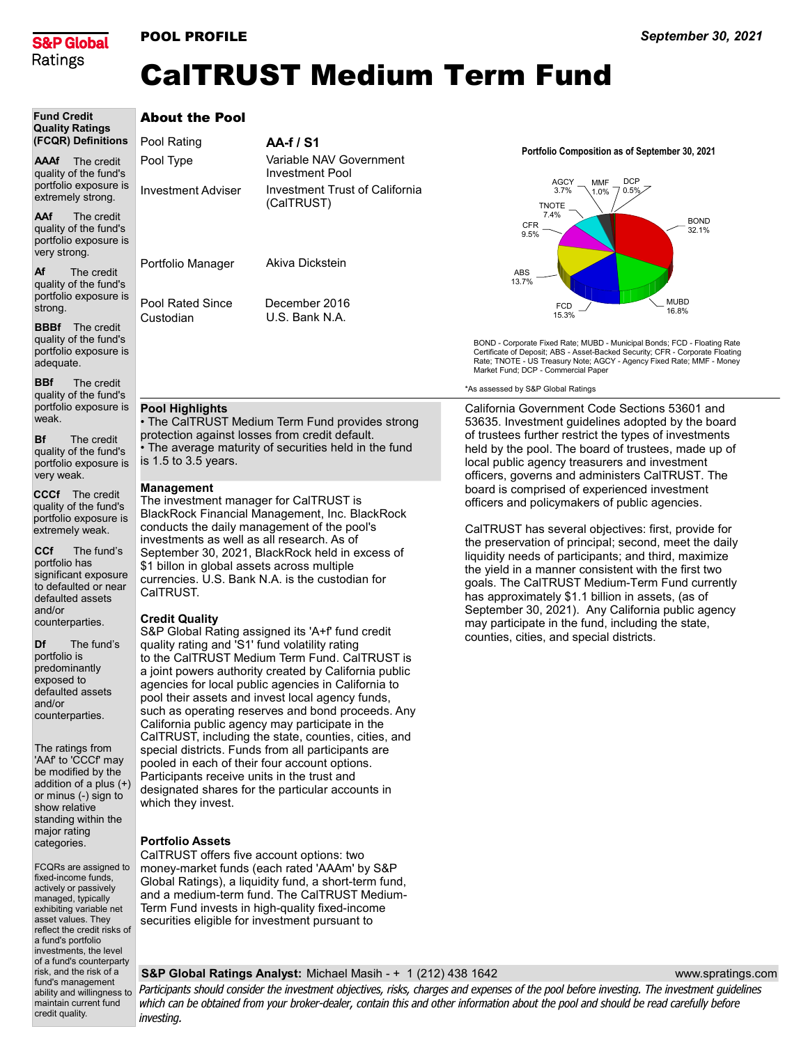S&P Global Ratings

**POOL PROFILE** — *September 30, 2021*

# CalTRUST Medium Term Fund

## About the Pool

| | |
|---|---|
| Pool Rating | **AA-f / S1** |
| Pool Type | Variable NAV Government Investment Pool |
| Investment Adviser | Investment Trust of California (CalTRUST) |
| Portfolio Manager | Akiva Dickstein |
| Pool Rated Since | December 2016 |
| Custodian | U.S. Bank N.A. |

**Portfolio Composition as of September 30, 2021**

| Type | % |
|---|---|
| BOND | 32.1% |
| MUBD | 16.8% |
| FCD | 15.3% |
| ABS | 13.7% |
| CFR | 9.5% |
| TNOTE | 7.4% |
| AGCY | 3.7% |
| MMF | 1.0% |
| DCP | 0.5% |

BOND - Corporate Fixed Rate; MUBD - Municipal Bonds; FCD - Floating Rate Certificate of Deposit; ABS - Asset-Backed Security; CFR - Corporate Floating Rate; TNOTE - US Treasury Note; AGCY - Agency Fixed Rate; MMF - Money Market Fund; DCP - Commercial Paper

*As assessed by S&P Global Ratings

### Pool Highlights

- The CalTRUST Medium Term Fund provides strong protection against losses from credit default.
- The average maturity of securities held in the fund is 1.5 to 3.5 years.

### Management

The investment manager for CalTRUST is BlackRock Financial Management, Inc. BlackRock conducts the daily management of the pool's investments as well as all research. As of September 30, 2021, BlackRock held in excess of $1 billon in global assets across multiple currencies. U.S. Bank N.A. is the custodian for CalTRUST.

### Credit Quality

S&P Global Rating assigned its 'A+f' fund credit quality rating and 'S1' fund volatility rating to the CalTRUST Medium Term Fund. CalTRUST is a joint powers authority created by California public agencies for local public agencies in California to pool their assets and invest local agency funds, such as operating reserves and bond proceeds. Any California public agency may participate in the CalTRUST, including the state, counties, cities, and special districts. Funds from all participants are pooled in each of their four account options. Participants receive units in the trust and designated shares for the particular accounts in which they invest.

### Portfolio Assets

CalTRUST offers five account options: two money-market funds (each rated 'AAAm' by S&P Global Ratings), a liquidity fund, a short-term fund, and a medium-term fund. The CalTRUST Medium-Term Fund invests in high-quality fixed-income securities eligible for investment pursuant to California Government Code Sections 53601 and 53635. Investment guidelines adopted by the board of trustees further restrict the types of investments held by the pool. The board of trustees, made up of local public agency treasurers and investment officers, governs and administers CalTRUST. The board is comprised of experienced investment officers and policymakers of public agencies.

CalTRUST has several objectives: first, provide for the preservation of principal; second, meet the daily liquidity needs of participants; and third, maximize the yield in a manner consistent with the first two goals. The CalTRUST Medium-Term Fund currently has approximately $1.1 billion in assets, (as of September 30, 2021). Any California public agency may participate in the fund, including the state, counties, cities, and special districts.

### Fund Credit Quality Ratings (FCQR) Definitions

**AAAf** The credit quality of the fund's portfolio exposure is extremely strong.

**AAf** The credit quality of the fund's portfolio exposure is very strong.

**Af** The credit quality of the fund's portfolio exposure is strong.

**BBBf** The credit quality of the fund's portfolio exposure is adequate.

**BBf** The credit quality of the fund's portfolio exposure is weak.

**Bf** The credit quality of the fund's portfolio exposure is very weak.

**CCCf** The credit quality of the fund's portfolio exposure is extremely weak.

**CCf** The fund's portfolio has significant exposure to defaulted or near defaulted assets and/or counterparties.

**Df** The fund's portfolio is predominantly exposed to defaulted assets and/or counterparties.

The ratings from 'AAf' to 'CCCf' may be modified by the addition of a plus (+) or minus (-) sign to show relative standing within the major rating categories.

FCQRs are assigned to fixed-income funds, actively or passively managed, typically exhibiting variable net asset values. They reflect the credit risks of a fund's portfolio investments, the level of a fund's counterparty risk, and the risk of a fund's management ability and willingness to maintain current fund credit quality.

**S&P Global Ratings Analyst:** Michael Masih - + 1 (212) 438 1642 — www.spratings.com

*Participants should consider the investment objectives, risks, charges and expenses of the pool before investing. The investment guidelines which can be obtained from your broker-dealer, contain this and other information about the pool and should be read carefully before investing.*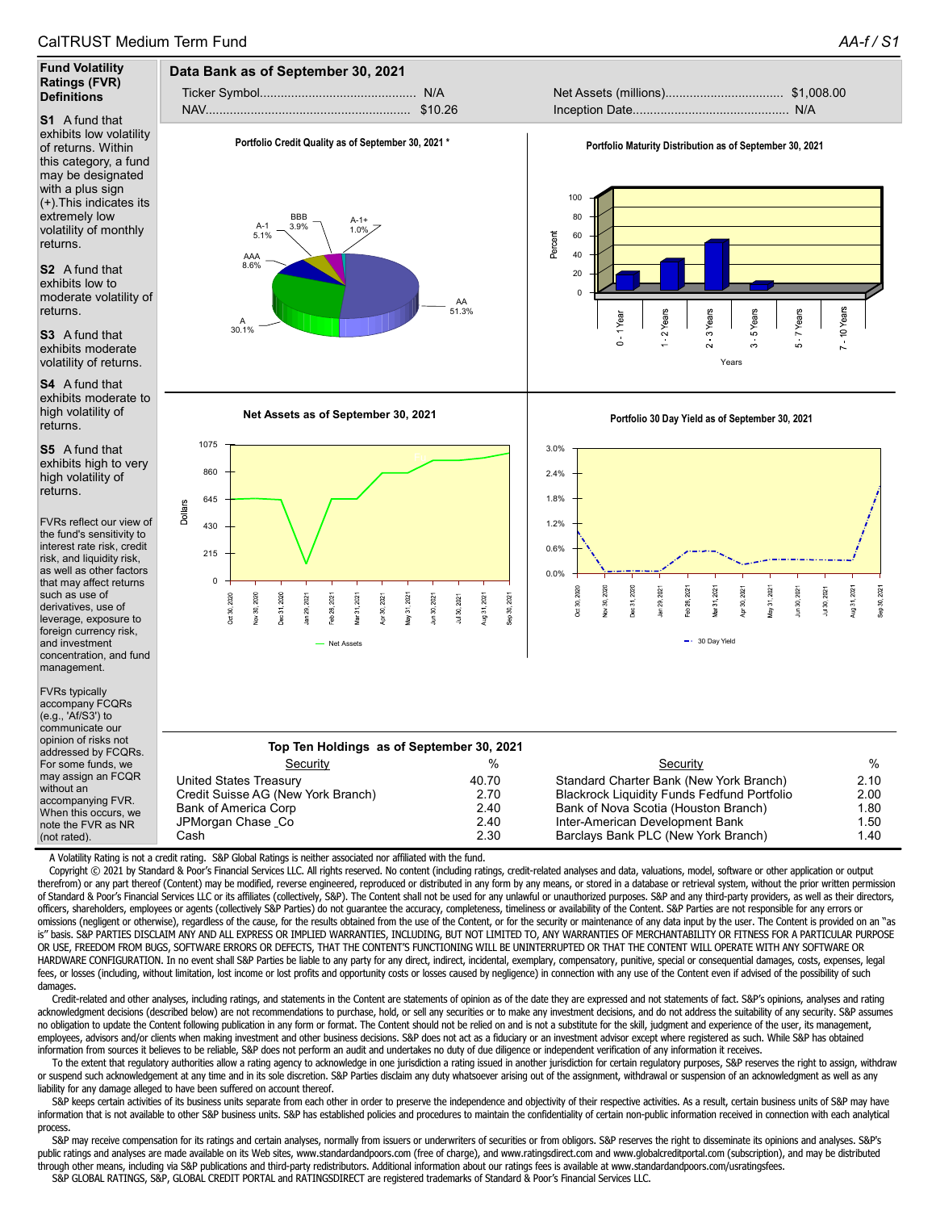CalTRUST Medium Term Fund

*AA-f / S1*

## Fund Volatility Ratings (FVR) Definitions

**S1** A fund that exhibits low volatility of returns. Within this category, a fund may be designated with a plus sign (+).This indicates its extremely low volatility of monthly returns.

**S2** A fund that exhibits low to moderate volatility of returns.

**S3** A fund that exhibits moderate volatility of returns.

**S4** A fund that exhibits moderate to high volatility of returns.

**S5** A fund that exhibits high to very high volatility of returns.

FVRs reflect our view of the fund's sensitivity to interest rate risk, credit risk, and liquidity risk, as well as other factors that may affect returns such as use of derivatives, use of leverage, exposure to foreign currency risk, and investment concentration, and fund management.

FVRs typically accompany FCQRs (e.g., 'Af/S3') to communicate our opinion of risks not addressed by FCQRs. For some funds, we may assign an FCQR without an accompanying FVR. When this occurs, we note the FVR as NR (not rated).

## Data Bank as of September 30, 2021

| | | | |
|---|---|---|---|
| Ticker Symbol | N/A | Net Assets (millions) | $1,008.00 |
| NAV | $10.26 | Inception Date | N/A |

**Portfolio Credit Quality as of September 30, 2021 ***

A-1 5.1%
BBB 3.9%
A-1+ 1.0%
AAA 8.6%
AA 51.3%
A 30.1%

**Portfolio Maturity Distribution as of September 30, 2021**

Percent
100
80
60
40
20
0
0 - 1 Year
1 - 2 Years
2 - 3 Years
3 - 5 Years
5 - 7 Years
7 - 10 Years
Years

**Net Assets as of September 30, 2021**

Dollars
1075
860
645
430
215
0
Oct 30, 2020
Nov 30, 2020
Dec 31, 2020
Jan 29, 2021
Feb 28, 2021
Mar 31, 2021
Apr 30, 2021
May 31, 2021
Jun 30, 2021
Jul 30, 2021
Aug 31, 2021
Sep 30, 2021
Net Assets

**Portfolio 30 Day Yield as of September 30, 2021**

3.0%
2.4%
1.8%
1.2%
0.6%
0.0%
Oct 30, 2020
Nov 30, 2020
Dec 31, 2020
Jan 29, 2021
Feb 28, 2021
Mar 31, 2021
Apr 30, 2021
May 31, 2021
Jun 30, 2021
Jul 30, 2021
Aug 31, 2021
Sep 30, 2021
30 Day Yield

### Top Ten Holdings as of September 30, 2021

| Security | % | Security | % |
|---|---|---|---|
| United States Treasury | 40.70 | Standard Charter Bank (New York Branch) | 2.10 |
| Credit Suisse AG (New York Branch) | 2.70 | Blackrock Liquidity Funds Fedfund Portfolio | 2.00 |
| Bank of America Corp | 2.40 | Bank of Nova Scotia (Houston Branch) | 1.80 |
| JPMorgan Chase _Co | 2.40 | Inter-American Development Bank | 1.50 |
| Cash | 2.30 | Barclays Bank PLC (New York Branch) | 1.40 |

A Volatility Rating is not a credit rating. S&P Global Ratings is neither associated nor affiliated with the fund.

Copyright © 2021 by Standard & Poor's Financial Services LLC. All rights reserved. No content (including ratings, credit-related analyses and data, valuations, model, software or other application or output therefrom) or any part thereof (Content) may be modified, reverse engineered, reproduced or distributed in any form by any means, or stored in a database or retrieval system, without the prior written permission of Standard & Poor's Financial Services LLC or its affiliates (collectively, S&P). The Content shall not be used for any unlawful or unauthorized purposes. S&P and any third-party providers, as well as their directors, officers, shareholders, employees or agents (collectively S&P Parties) do not guarantee the accuracy, completeness, timeliness or availability of the Content. S&P Parties are not responsible for any errors or omissions (negligent or otherwise), regardless of the cause, for the results obtained from the use of the Content, or for the security or maintenance of any data input by the user. The Content is provided on an "as is" basis. S&P PARTIES DISCLAIM ANY AND ALL EXPRESS OR IMPLIED WARRANTIES, INCLUDING, BUT NOT LIMITED TO, ANY WARRANTIES OF MERCHANTABILITY OR FITNESS FOR A PARTICULAR PURPOSE OR USE, FREEDOM FROM BUGS, SOFTWARE ERRORS OR DEFECTS, THAT THE CONTENT'S FUNCTIONING WILL BE UNINTERRUPTED OR THAT THE CONTENT WILL OPERATE WITH ANY SOFTWARE OR HARDWARE CONFIGURATION. In no event shall S&P Parties be liable to any party for any direct, indirect, incidental, exemplary, compensatory, punitive, special or consequential damages, costs, expenses, legal fees, or losses (including, without limitation, lost income or lost profits and opportunity costs or losses caused by negligence) in connection with any use of the Content even if advised of the possibility of such damages.

Credit-related and other analyses, including ratings, and statements in the Content are statements of opinion as of the date they are expressed and not statements of fact. S&P's opinions, analyses and rating acknowledgment decisions (described below) are not recommendations to purchase, hold, or sell any securities or to make any investment decisions, and do not address the suitability of any security. S&P assumes no obligation to update the Content following publication in any form or format. The Content should not be relied on and is not a substitute for the skill, judgment and experience of the user, its management, employees, advisors and/or clients when making investment and other business decisions. S&P does not act as a fiduciary or an investment advisor except where registered as such. While S&P has obtained information from sources it believes to be reliable, S&P does not perform an audit and undertakes no duty of due diligence or independent verification of any information it receives.

To the extent that regulatory authorities allow a rating agency to acknowledge in one jurisdiction a rating issued in another jurisdiction for certain regulatory purposes, S&P reserves the right to assign, withdraw or suspend such acknowledgement at any time and in its sole discretion. S&P Parties disclaim any duty whatsoever arising out of the assignment, withdrawal or suspension of an acknowledgment as well as any liability for any damage alleged to have been suffered on account thereof.

S&P keeps certain activities of its business units separate from each other in order to preserve the independence and objectivity of their respective activities. As a result, certain business units of S&P may have information that is not available to other S&P business units. S&P has established policies and procedures to maintain the confidentiality of certain non-public information received in connection with each analytical process.

S&P may receive compensation for its ratings and certain analyses, normally from issuers or underwriters of securities or from obligors. S&P reserves the right to disseminate its opinions and analyses. S&P's public ratings and analyses are made available on its Web sites, www.standardandpoors.com (free of charge), and www.ratingsdirect.com and www.globalcreditportal.com (subscription), and may be distributed through other means, including via S&P publications and third-party redistributors. Additional information about our ratings fees is available at www.standardandpoors.com/usratingsfees.

S&P GLOBAL RATINGS, S&P, GLOBAL CREDIT PORTAL and RATINGSDIRECT are registered trademarks of Standard & Poor's Financial Services LLC.